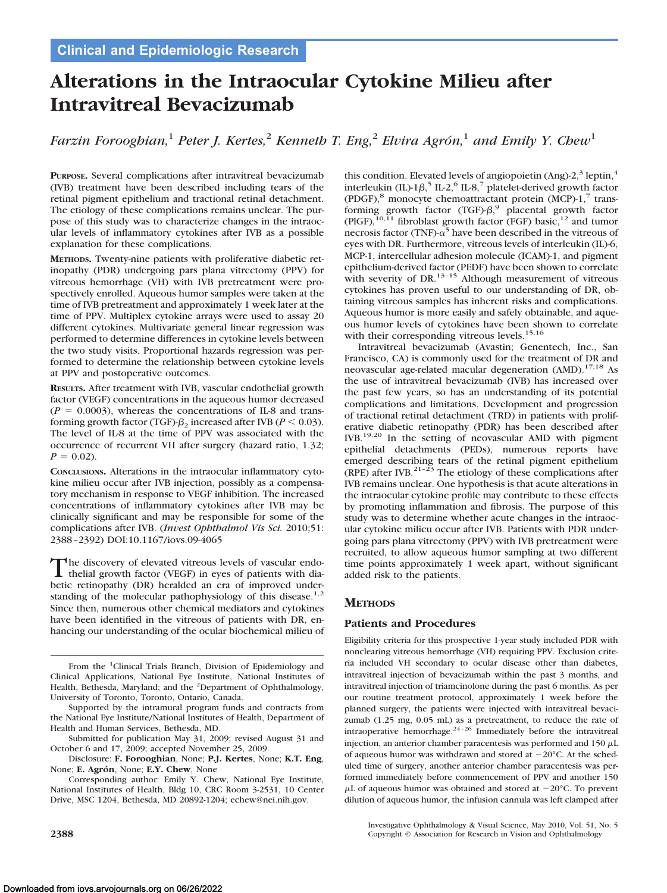Clinical and Epidemiologic Research

# Alterations in the Intraocular Cytokine Milieu after Intravitreal Bevacizumab

*Farzin Forooghian,[1] Peter J. Kertes,[2] Kenneth T. Eng,[2] Elvira Agrón,[1] and Emily Y. Chew[1]*

**Purpose.** Several complications after intravitreal bevacizumab (IVB) treatment have been described including tears of the retinal pigment epithelium and tractional retinal detachment. The etiology of these complications remains unclear. The purpose of this study was to characterize changes in the intraocular levels of inflammatory cytokines after IVB as a possible explanation for these complications.

**Methods.** Twenty-nine patients with proliferative diabetic retinopathy (PDR) undergoing pars plana vitrectomy (PPV) for vitreous hemorrhage (VH) with IVB pretreatment were prospectively enrolled. Aqueous humor samples were taken at the time of IVB pretreatment and approximately 1 week later at the time of PPV. Multiplex cytokine arrays were used to assay 20 different cytokines. Multivariate general linear regression was performed to determine differences in cytokine levels between the two study visits. Proportional hazards regression was performed to determine the relationship between cytokine levels at PPV and postoperative outcomes.

**Results.** After treatment with IVB, vascular endothelial growth factor (VEGF) concentrations in the aqueous humor decreased ($P = 0.0003$), whereas the concentrations of IL-8 and transforming growth factor (TGF)-$\beta_2$ increased after IVB ($P < 0.03$). The level of IL-8 at the time of PPV was associated with the occurrence of recurrent VH after surgery (hazard ratio, 1.32; $P = 0.02$).

**Conclusions.** Alterations in the intraocular inflammatory cytokine milieu occur after IVB injection, possibly as a compensatory mechanism in response to VEGF inhibition. The increased concentrations of inflammatory cytokines after IVB may be clinically significant and may be responsible for some of the complications after IVB. (*Invest Ophthalmol Vis Sci.* 2010;51:2388–2392) DOI:10.1167/iovs.09-4065

The discovery of elevated vitreous levels of vascular endothelial growth factor (VEGF) in eyes of patients with diabetic retinopathy (DR) heralded an era of improved understanding of the molecular pathophysiology of this disease.[1,2] Since then, numerous other chemical mediators and cytokines have been identified in the vitreous of patients with DR, enhancing our understanding of the ocular biochemical milieu of this condition. Elevated levels of angiopoietin (Ang)-2,[3] leptin,[4] interleukin (IL)-1$\beta$,[5] IL-2,[6] IL-8,[7] platelet-derived growth factor (PDGF),[8] monocyte chemoattractant protein (MCP)-1,[7] transforming growth factor (TGF)-$\beta$,[9] placental growth factor (PlGF),[10,11] fibroblast growth factor (FGF) basic,[12] and tumor necrosis factor (TNF)-$\alpha$[5] have been described in the vitreous of eyes with DR. Furthermore, vitreous levels of interleukin (IL)-6, MCP-1, intercellular adhesion molecule (ICAM)-1, and pigment epithelium-derived factor (PEDF) have been shown to correlate with severity of DR.[13–15] Although measurement of vitreous cytokines has proven useful to our understanding of DR, obtaining vitreous samples has inherent risks and complications. Aqueous humor is more easily and safely obtainable, and aqueous humor levels of cytokines have been shown to correlate with their corresponding vitreous levels.[15,16]

Intravitreal bevacizumab (Avastin; Genentech, Inc., San Francisco, CA) is commonly used for the treatment of DR and neovascular age-related macular degeneration (AMD).[17,18] As the use of intravitreal bevacizumab (IVB) has increased over the past few years, so has an understanding of its potential complications and limitations. Development and progression of tractional retinal detachment (TRD) in patients with proliferative diabetic retinopathy (PDR) has been described after IVB.[19,20] In the setting of neovascular AMD with pigment epithelial detachments (PEDs), numerous reports have emerged describing tears of the retinal pigment epithelium (RPE) after IVB.[21–23] The etiology of these complications after IVB remains unclear. One hypothesis is that acute alterations in the intraocular cytokine profile may contribute to these effects by promoting inflammation and fibrosis. The purpose of this study was to determine whether acute changes in the intraocular cytokine milieu occur after IVB. Patients with PDR undergoing pars plana vitrectomy (PPV) with IVB pretreatment were recruited, to allow aqueous humor sampling at two different time points approximately 1 week apart, without significant added risk to the patients.

## Methods

### Patients and Procedures

Eligibility criteria for this prospective 1-year study included PDR with nonclearing vitreous hemorrhage (VH) requiring PPV. Exclusion criteria included VH secondary to ocular disease other than diabetes, intravitreal injection of bevacizumab within the past 3 months, and intravitreal injection of triamcinolone during the past 6 months. As per our routine treatment protocol, approximately 1 week before the planned surgery, the patients were injected with intravitreal bevacizumab (1.25 mg, 0.05 mL) as a pretreatment, to reduce the rate of intraoperative hemorrhage.[24–26] Immediately before the intravitreal injection, an anterior chamber paracentesis was performed and 150 $\mu$L of aqueous humor was withdrawn and stored at $-20°C$. At the scheduled time of surgery, another anterior chamber paracentesis was performed immediately before commencement of PPV and another 150 $\mu$L of aqueous humor was obtained and stored at $-20°C$. To prevent dilution of aqueous humor, the infusion cannula was left clamped after

From the [1]Clinical Trials Branch, Division of Epidemiology and Clinical Applications, National Eye Institute, National Institutes of Health, Bethesda, Maryland; and the [2]Department of Ophthalmology, University of Toronto, Toronto, Ontario, Canada.

Supported by the intramural program funds and contracts from the National Eye Institute/National Institutes of Health, Department of Health and Human Services, Bethesda, MD.

Submitted for publication May 31, 2009; revised August 31 and October 6 and 17, 2009; accepted November 25, 2009.

Disclosure: **F. Forooghian**, None; **P.J. Kertes**, None; **K.T. Eng**, None; **E. Agrón**, None; **E.Y. Chew**, None

Corresponding author: Emily Y. Chew, National Eye Institute, National Institutes of Health, Bldg 10, CRC Room 3-2531, 10 Center Drive, MSC 1204, Bethesda, MD 20892-1204; echew@nei.nih.gov.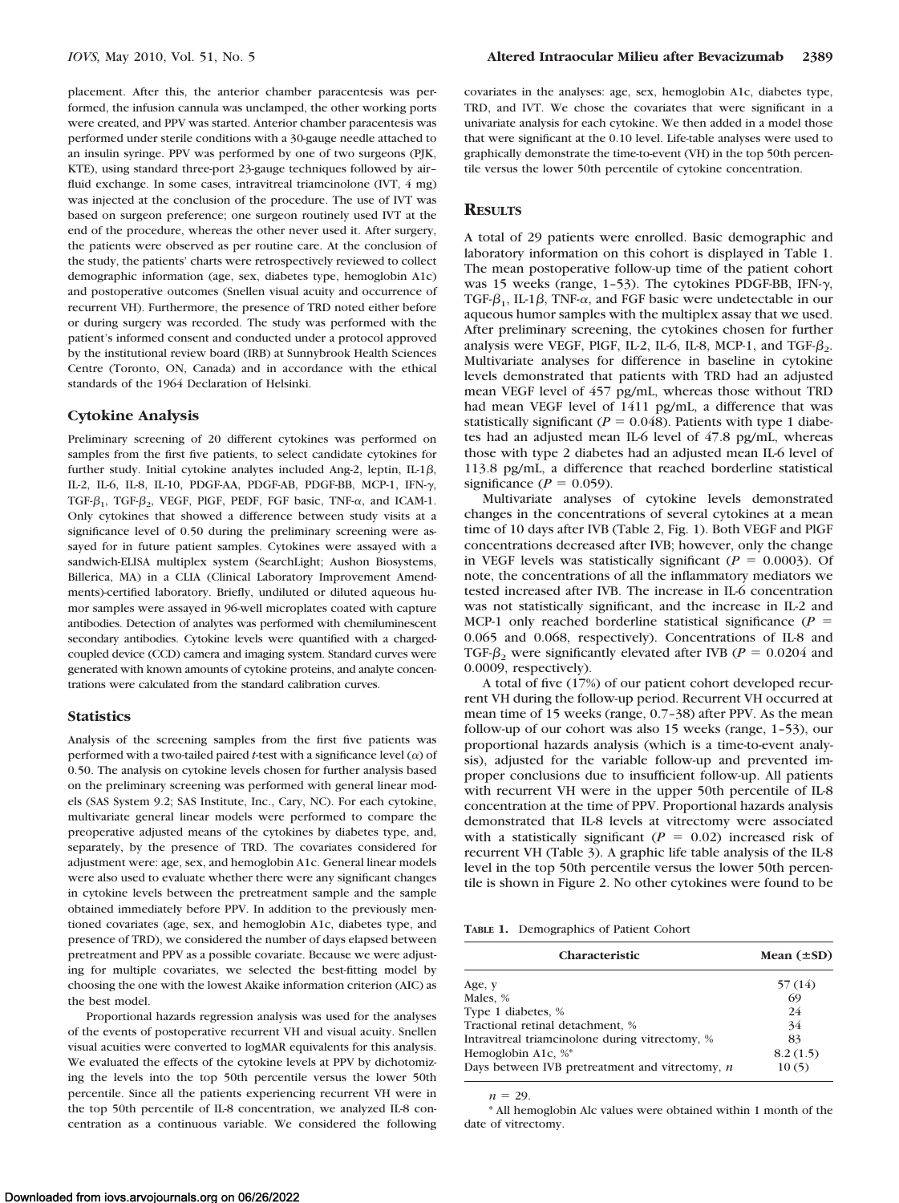placement. After this, the anterior chamber paracentesis was performed, the infusion cannula was unclamped, the other working ports were created, and PPV was started. Anterior chamber paracentesis was performed under sterile conditions with a 30-gauge needle attached to an insulin syringe. PPV was performed by one of two surgeons (PJK, KTE), using standard three-port 23-gauge techniques followed by air–fluid exchange. In some cases, intravitreal triamcinolone (IVT, 4 mg) was injected at the conclusion of the procedure. The use of IVT was based on surgeon preference; one surgeon routinely used IVT at the end of the procedure, whereas the other never used it. After surgery, the patients were observed as per routine care. At the conclusion of the study, the patients' charts were retrospectively reviewed to collect demographic information (age, sex, diabetes type, hemoglobin A1c) and postoperative outcomes (Snellen visual acuity and occurrence of recurrent VH). Furthermore, the presence of TRD noted either before or during surgery was recorded. The study was performed with the patient's informed consent and conducted under a protocol approved by the institutional review board (IRB) at Sunnybrook Health Sciences Centre (Toronto, ON, Canada) and in accordance with the ethical standards of the 1964 Declaration of Helsinki.

### Cytokine Analysis

Preliminary screening of 20 different cytokines was performed on samples from the first five patients, to select candidate cytokines for further study. Initial cytokine analytes included Ang-2, leptin, IL-1$\beta$, IL-2, IL-6, IL-8, IL-10, PDGF-AA, PDGF-AB, PDGF-BB, MCP-1, IFN-$\gamma$, TGF-$\beta_1$, TGF-$\beta_2$, VEGF, PlGF, PEDF, FGF basic, TNF-$\alpha$, and ICAM-1. Only cytokines that showed a difference between study visits at a significance level of 0.50 during the preliminary screening were assayed for in future patient samples. Cytokines were assayed with a sandwich-ELISA multiplex system (SearchLight; Aushon Biosystems, Billerica, MA) in a CLIA (Clinical Laboratory Improvement Amendments)-certified laboratory. Briefly, undiluted or diluted aqueous humor samples were assayed in 96-well microplates coated with capture antibodies. Detection of analytes was performed with chemiluminescent secondary antibodies. Cytokine levels were quantified with a charged-coupled device (CCD) camera and imaging system. Standard curves were generated with known amounts of cytokine proteins, and analyte concentrations were calculated from the standard calibration curves.

### Statistics

Analysis of the screening samples from the first five patients was performed with a two-tailed paired *t*-test with a significance level ($\alpha$) of 0.50. The analysis on cytokine levels chosen for further analysis based on the preliminary screening was performed with general linear models (SAS System 9.2; SAS Institute, Inc., Cary, NC). For each cytokine, multivariate general linear models were performed to compare the preoperative adjusted means of the cytokines by diabetes type, and, separately, by the presence of TRD. The covariates considered for adjustment were: age, sex, and hemoglobin A1c. General linear models were also used to evaluate whether there were any significant changes in cytokine levels between the pretreatment sample and the sample obtained immediately before PPV. In addition to the previously mentioned covariates (age, sex, and hemoglobin A1c, diabetes type, and presence of TRD), we considered the number of days elapsed between pretreatment and PPV as a possible covariate. Because we were adjusting for multiple covariates, we selected the best-fitting model by choosing the one with the lowest Akaike information criterion (AIC) as the best model.

Proportional hazards regression analysis was used for the analyses of the events of postoperative recurrent VH and visual acuity. Snellen visual acuities were converted to logMAR equivalents for this analysis. We evaluated the effects of the cytokine levels at PPV by dichotomizing the levels into the top 50th percentile versus the lower 50th percentile. Since all the patients experiencing recurrent VH were in the top 50th percentile of IL-8 concentration, we analyzed IL-8 concentration as a continuous variable. We considered the following covariates in the analyses: age, sex, hemoglobin A1c, diabetes type, TRD, and IVT. We chose the covariates that were significant in a univariate analysis for each cytokine. We then added in a model those that were significant at the 0.10 level. Life-table analyses were used to graphically demonstrate the time-to-event (VH) in the top 50th percentile versus the lower 50th percentile of cytokine concentration.

## Results

A total of 29 patients were enrolled. Basic demographic and laboratory information on this cohort is displayed in Table 1. The mean postoperative follow-up time of the patient cohort was 15 weeks (range, 1–53). The cytokines PDGF-BB, IFN-$\gamma$, TGF-$\beta_1$, IL-1$\beta$, TNF-$\alpha$, and FGF basic were undetectable in our aqueous humor samples with the multiplex assay that we used. After preliminary screening, the cytokines chosen for further analysis were VEGF, PlGF, IL-2, IL-6, IL-8, MCP-1, and TGF-$\beta_2$. Multivariate analyses for difference in baseline in cytokine levels demonstrated that patients with TRD had an adjusted mean VEGF level of 457 pg/mL, whereas those without TRD had mean VEGF level of 1411 pg/mL, a difference that was statistically significant ($P = 0.048$). Patients with type 1 diabetes had an adjusted mean IL-6 level of 47.8 pg/mL, whereas those with type 2 diabetes had an adjusted mean IL-6 level of 113.8 pg/mL, a difference that reached borderline statistical significance ($P = 0.059$).

Multivariate analyses of cytokine levels demonstrated changes in the concentrations of several cytokines at a mean time of 10 days after IVB (Table 2, Fig. 1). Both VEGF and PlGF concentrations decreased after IVB; however, only the change in VEGF levels was statistically significant ($P = 0.0003$). Of note, the concentrations of all the inflammatory mediators we tested increased after IVB. The increase in IL-6 concentration was not statistically significant, and the increase in IL-2 and MCP-1 only reached borderline statistical significance ($P = 0.065$ and 0.068, respectively). Concentrations of IL-8 and TGF-$\beta_2$ were significantly elevated after IVB ($P = 0.0204$ and 0.0009, respectively).

A total of five (17%) of our patient cohort developed recurrent VH during the follow-up period. Recurrent VH occurred at mean time of 15 weeks (range, 0.7–38) after PPV. As the mean follow-up of our cohort was also 15 weeks (range, 1–53), our proportional hazards analysis (which is a time-to-event analysis), adjusted for the variable follow-up and prevented improper conclusions due to insufficient follow-up. All patients with recurrent VH were in the upper 50th percentile of IL-8 concentration at the time of PPV. Proportional hazards analysis demonstrated that IL-8 levels at vitrectomy were associated with a statistically significant ($P = 0.02$) increased risk of recurrent VH (Table 3). A graphic life table analysis of the IL-8 level in the top 50th percentile versus the lower 50th percentile is shown in Figure 2. No other cytokines were found to be

**Table 1.** Demographics of Patient Cohort

| Characteristic | Mean (±SD) |
|---|---|
| Age, y | 57 (14) |
| Males, % | 69 |
| Type 1 diabetes, % | 24 |
| Tractional retinal detachment, % | 34 |
| Intravitreal triamcinolone during vitrectomy, % | 83 |
| Hemoglobin A1c, %* | 8.2 (1.5) |
| Days between IVB pretreatment and vitrectomy, *n* | 10 (5) |

$n = 29$.

* All hemoglobin Alc values were obtained within 1 month of the date of vitrectomy.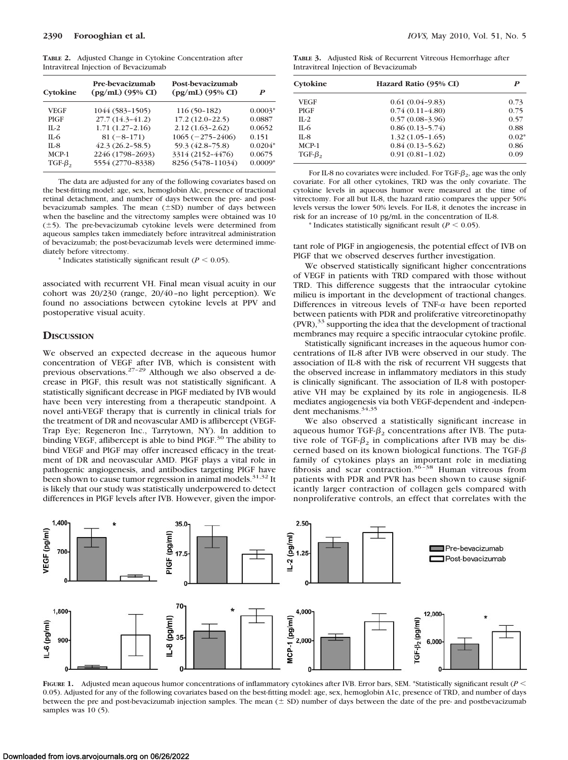**TABLE 2.** Adjusted Change in Cytokine Concentration after Intravitreal Injection of Bevacizumab

| Cytokine | Pre-bevacizumab (pg/mL) (95% CI) | Post-bevacizumab (pg/mL) (95% CI) | *P* |
|---|---|---|---|
| VEGF | 1044 (583–1505) | 116 (50–182) | 0.0003* |
| PlGF | 27.7 (14.3–41.2) | 17.2 (12.0–22.5) | 0.0887 |
| IL-2 | 1.71 (1.27–2.16) | 2.12 (1.63–2.62) | 0.0652 |
| IL-6 | 81 (−8–171) | 1065 (−275–2406) | 0.151 |
| IL-8 | 42.3 (26.2–58.5) | 59.3 (42.8–75.8) | 0.0204* |
| MCP-1 | 2246 (1798–2693) | 3314 (2152–4476) | 0.0675 |
| TGF-$\beta_2$ | 5554 (2770–8338) | 8256 (5478–11034) | 0.0009* |

The data are adjusted for any of the following covariates based on the best-fitting model: age, sex, hemoglobin Alc, presence of tractional retinal detachment, and number of days between the pre- and post-bevacizumab samples. The mean (±SD) number of days between when the baseline and the vitrectomy samples were obtained was 10 (±5). The pre-bevacizumab cytokine levels were determined from aqueous samples taken immediately before intravitreal administration of bevacizumab; the post-bevacizumab levels were determined immediately before vitrectomy.

\* Indicates statistically significant result ($P < 0.05$).

**TABLE 3.** Adjusted Risk of Recurrent Vitreous Hemorrhage after Intravitreal Injection of Bevacizumab

| Cytokine | Hazard Ratio (95% CI) | *P* |
|---|---|---|
| VEGF | 0.61 (0.04–9.83) | 0.73 |
| PlGF | 0.74 (0.11–4.80) | 0.75 |
| IL-2 | 0.57 (0.08–3.96) | 0.57 |
| IL-6 | 0.86 (0.13–5.74) | 0.88 |
| IL-8 | 1.32 (1.05–1.65) | 0.02* |
| MCP-1 | 0.84 (0.13–5.62) | 0.86 |
| TGF-$\beta_2$ | 0.91 (0.81–1.02) | 0.09 |

For IL-8 no covariates were included. For TGF-$\beta_2$, age was the only covariate. For all other cytokines, TRD was the only covariate. The cytokine levels in aqueous humor were measured at the time of vitrectomy. For all but IL-8, the hazard ratio compares the upper 50% levels versus the lower 50% levels. For IL-8, it denotes the increase in risk for an increase of 10 pg/mL in the concentration of IL-8.

\* Indicates statistically significant result ($P < 0.05$).

associated with recurrent VH. Final mean visual acuity in our cohort was 20/230 (range, 20/40–no light perception). We found no associations between cytokine levels at PPV and postoperative visual acuity.

## Discussion

We observed an expected decrease in the aqueous humor concentration of VEGF after IVB, which is consistent with previous observations.[27–29] Although we also observed a decrease in PlGF, this result was not statistically significant. A statistically significant decrease in PlGF mediated by IVB would have been very interesting from a therapeutic standpoint. A novel anti-VEGF therapy that is currently in clinical trials for the treatment of DR and neovascular AMD is aflibercept (VEGF-Trap Eye; Regeneron Inc., Tarrytown, NY). In addition to binding VEGF, aflibercept is able to bind PlGF.[30] The ability to bind VEGF and PlGF may offer increased efficacy in the treatment of DR and neovascular AMD. PlGF plays a vital role in pathogenic angiogenesis, and antibodies targeting PlGF have been shown to cause tumor regression in animal models.[31,32] It is likely that our study was statistically underpowered to detect differences in PlGF levels after IVB. However, given the important role of PlGF in angiogenesis, the potential effect of IVB on PlGF that we observed deserves further investigation.

We observed statistically significant higher concentrations of VEGF in patients with TRD compared with those without TRD. This difference suggests that the intraocular cytokine milieu is important in the development of tractional changes. Differences in vitreous levels of TNF-$\alpha$ have been reported between patients with PDR and proliferative vitreoretinopathy (PVR),[33] supporting the idea that the development of tractional membranes may require a specific intraocular cytokine profile.

Statistically significant increases in the aqueous humor concentrations of IL-8 after IVB were observed in our study. The association of IL-8 with the risk of recurrent VH suggests that the observed increase in inflammatory mediators in this study is clinically significant. The association of IL-8 with postoperative VH may be explained by its role in angiogenesis. IL-8 mediates angiogenesis via both VEGF-dependent and -independent mechanisms.[34,35]

We also observed a statistically significant increase in aqueous humor TGF-$\beta_2$ concentrations after IVB. The putative role of TGF-$\beta_2$ in complications after IVB may be discerned based on its known biological functions. The TGF-$\beta$ family of cytokines plays an important role in mediating fibrosis and scar contraction.[36–38] Human vitreous from patients with PDR and PVR has been shown to cause significantly larger contraction of collagen gels compared with nonproliferative controls, an effect that correlates with the

**FIGURE 1.** Adjusted mean aqueous humor concentrations of inflammatory cytokines after IVB. Error bars, SEM. *Statistically significant result ($P < 0.05$). Adjusted for any of the following covariates based on the best-fitting model: age, sex, hemoglobin A1c, presence of TRD, and number of days between the pre and post-bevacizumab injection samples. The mean (± SD) number of days between the date of the pre- and postbevacizumab samples was 10 (5).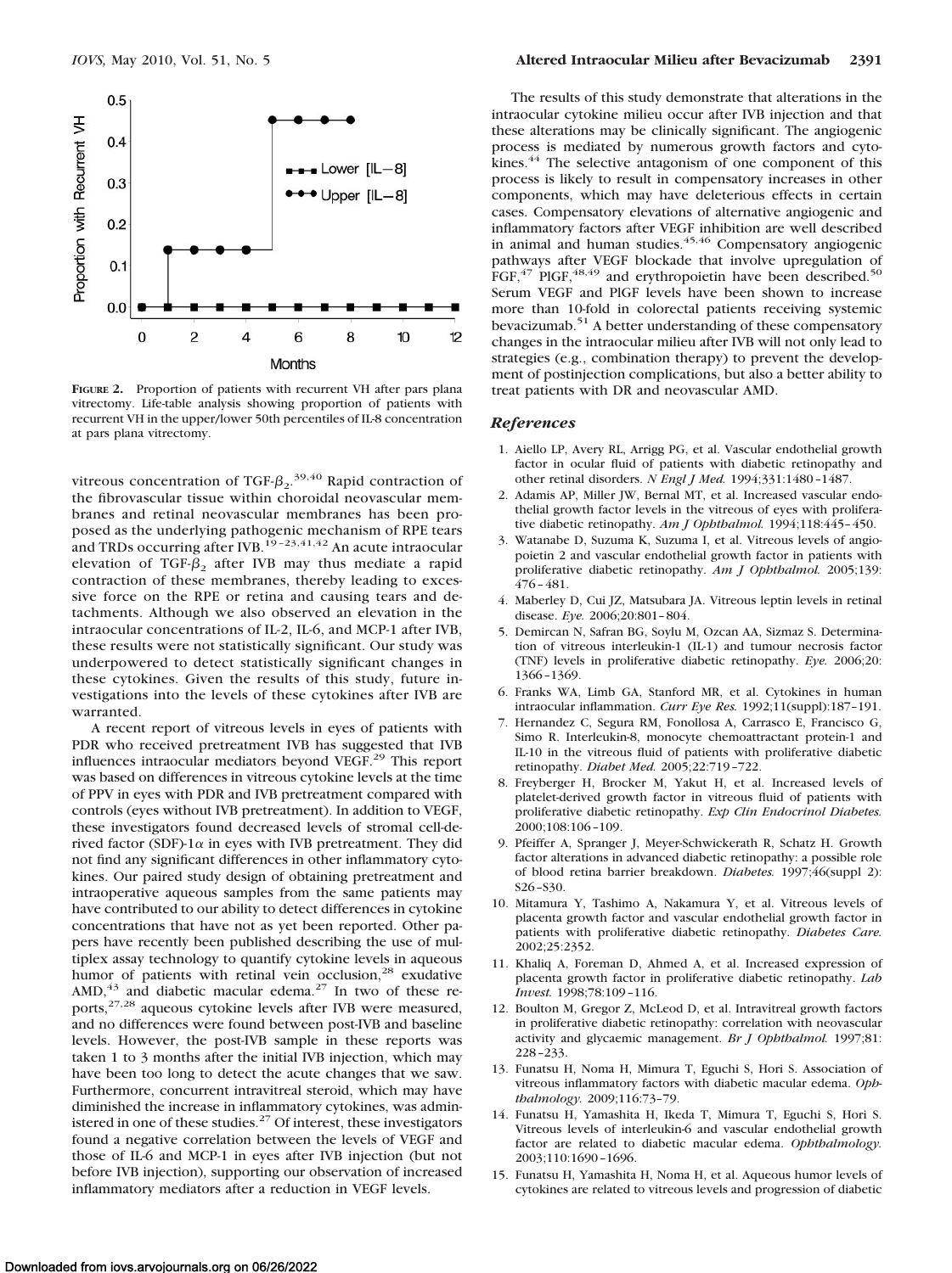FIGURE 2. Proportion of patients with recurrent VH after pars plana vitrectomy. Life-table analysis showing proportion of patients with recurrent VH in the upper/lower 50th percentiles of IL-8 concentration at pars plana vitrectomy.

vitreous concentration of TGF-$\beta_2$.[39,40] Rapid contraction of the fibrovascular tissue within choroidal neovascular membranes and retinal neovascular membranes has been proposed as the underlying pathogenic mechanism of RPE tears and TRDs occurring after IVB.[19–23,41,42] An acute intraocular elevation of TGF-$\beta_2$ after IVB may thus mediate a rapid contraction of these membranes, thereby leading to excessive force on the RPE or retina and causing tears and detachments. Although we also observed an elevation in the intraocular concentrations of IL-2, IL-6, and MCP-1 after IVB, these results were not statistically significant. Our study was underpowered to detect statistically significant changes in these cytokines. Given the results of this study, future investigations into the levels of these cytokines after IVB are warranted.

A recent report of vitreous levels in eyes of patients with PDR who received pretreatment IVB has suggested that IVB influences intraocular mediators beyond VEGF.[29] This report was based on differences in vitreous cytokine levels at the time of PPV in eyes with PDR and IVB pretreatment compared with controls (eyes without IVB pretreatment). In addition to VEGF, these investigators found decreased levels of stromal cell-derived factor (SDF)-1$\alpha$ in eyes with IVB pretreatment. They did not find any significant differences in other inflammatory cytokines. Our paired study design of obtaining pretreatment and intraoperative aqueous samples from the same patients may have contributed to our ability to detect differences in cytokine concentrations that have not as yet been reported. Other papers have recently been published describing the use of multiplex assay technology to quantify cytokine levels in aqueous humor of patients with retinal vein occlusion,[28] exudative AMD,[43] and diabetic macular edema.[27] In two of these reports,[27,28] aqueous cytokine levels after IVB were measured, and no differences were found between post-IVB and baseline levels. However, the post-IVB sample in these reports was taken 1 to 3 months after the initial IVB injection, which may have been too long to detect the acute changes that we saw. Furthermore, concurrent intravitreal steroid, which may have diminished the increase in inflammatory cytokines, was administered in one of these studies.[27] Of interest, these investigators found a negative correlation between the levels of VEGF and those of IL-6 and MCP-1 in eyes after IVB injection (but not before IVB injection), supporting our observation of increased inflammatory mediators after a reduction in VEGF levels.

The results of this study demonstrate that alterations in the intraocular cytokine milieu occur after IVB injection and that these alterations may be clinically significant. The angiogenic process is mediated by numerous growth factors and cytokines.[44] The selective antagonism of one component of this process is likely to result in compensatory increases in other components, which may have deleterious effects in certain cases. Compensatory elevations of alternative angiogenic and inflammatory factors after VEGF inhibition are well described in animal and human studies.[45,46] Compensatory angiogenic pathways after VEGF blockade that involve upregulation of FGF,[47] PlGF,[48,49] and erythropoietin have been described.[50] Serum VEGF and PlGF levels have been shown to increase more than 10-fold in colorectal patients receiving systemic bevacizumab.[51] A better understanding of these compensatory changes in the intraocular milieu after IVB will not only lead to strategies (e.g., combination therapy) to prevent the development of postinjection complications, but also a better ability to treat patients with DR and neovascular AMD.

## References

1. Aiello LP, Avery RL, Arrigg PG, et al. Vascular endothelial growth factor in ocular fluid of patients with diabetic retinopathy and other retinal disorders. *N Engl J Med.* 1994;331:1480–1487.
2. Adamis AP, Miller JW, Bernal MT, et al. Increased vascular endothelial growth factor levels in the vitreous of eyes with proliferative diabetic retinopathy. *Am J Ophthalmol.* 1994;118:445–450.
3. Watanabe D, Suzuma K, Suzuma I, et al. Vitreous levels of angiopoietin 2 and vascular endothelial growth factor in patients with proliferative diabetic retinopathy. *Am J Ophthalmol.* 2005;139:476–481.
4. Maberley D, Cui JZ, Matsubara JA. Vitreous leptin levels in retinal disease. *Eye.* 2006;20:801–804.
5. Demircan N, Safran BG, Soylu M, Ozcan AA, Sizmaz S. Determination of vitreous interleukin-1 (IL-1) and tumour necrosis factor (TNF) levels in proliferative diabetic retinopathy. *Eye.* 2006;20:1366–1369.
6. Franks WA, Limb GA, Stanford MR, et al. Cytokines in human intraocular inflammation. *Curr Eye Res.* 1992;11(suppl):187–191.
7. Hernandez C, Segura RM, Fonollosa A, Carrasco E, Francisco G, Simo R. Interleukin-8, monocyte chemoattractant protein-1 and IL-10 in the vitreous fluid of patients with proliferative diabetic retinopathy. *Diabet Med.* 2005;22:719–722.
8. Freyberger H, Brocker M, Yakut H, et al. Increased levels of platelet-derived growth factor in vitreous fluid of patients with proliferative diabetic retinopathy. *Exp Clin Endocrinol Diabetes.* 2000;108:106–109.
9. Pfeiffer A, Spranger J, Meyer-Schwickerath R, Schatz H. Growth factor alterations in advanced diabetic retinopathy: a possible role of blood retina barrier breakdown. *Diabetes.* 1997;46(suppl 2):S26–S30.
10. Mitamura Y, Tashimo A, Nakamura Y, et al. Vitreous levels of placenta growth factor and vascular endothelial growth factor in patients with proliferative diabetic retinopathy. *Diabetes Care.* 2002;25:2352.
11. Khaliq A, Foreman D, Ahmed A, et al. Increased expression of placenta growth factor in proliferative diabetic retinopathy. *Lab Invest.* 1998;78:109–116.
12. Boulton M, Gregor Z, McLeod D, et al. Intravitreal growth factors in proliferative diabetic retinopathy: correlation with neovascular activity and glycaemic management. *Br J Ophthalmol.* 1997;81:228–233.
13. Funatsu H, Noma H, Mimura T, Eguchi S, Hori S. Association of vitreous inflammatory factors with diabetic macular edema. *Ophthalmology.* 2009;116:73–79.
14. Funatsu H, Yamashita H, Ikeda T, Mimura T, Eguchi S, Hori S. Vitreous levels of interleukin-6 and vascular endothelial growth factor are related to diabetic macular edema. *Ophthalmology.* 2003;110:1690–1696.
15. Funatsu H, Yamashita H, Noma H, et al. Aqueous humor levels of cytokines are related to vitreous levels and progression of diabetic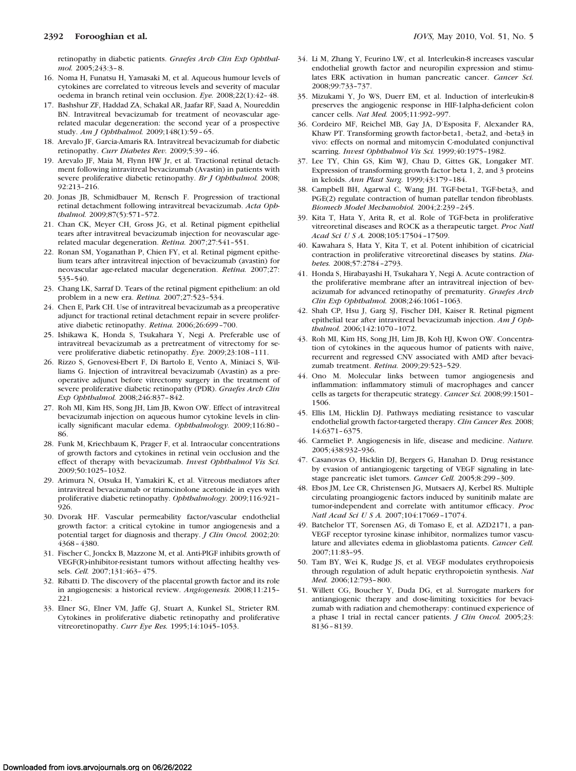retinopathy in diabetic patients. *Graefes Arch Clin Exp Ophthalmol.* 2005;243:3–8.

16. Noma H, Funatsu H, Yamasaki M, et al. Aqueous humour levels of cytokines are correlated to vitreous levels and severity of macular oedema in branch retinal vein occlusion. *Eye.* 2008;22(1):42–48.
17. Bashshur ZF, Haddad ZA, Schakal AR, Jaafar RF, Saad A, Noureddin BN. Intravitreal bevacizumab for treatment of neovascular age-related macular degeneration: the second year of a prospective study. *Am J Ophthalmol.* 2009;148(1):59–65.
18. Arevalo JF, Garcia-Amaris RA. Intravitreal bevacizumab for diabetic retinopathy. *Curr Diabetes Rev.* 2009;5:39–46.
19. Arevalo JF, Maia M, Flynn HW Jr, et al. Tractional retinal detachment following intravitreal bevacizumab (Avastin) in patients with severe proliferative diabetic retinopathy. *Br J Ophthalmol.* 2008; 92:213–216.
20. Jonas JB, Schmidbauer M, Rensch F. Progression of tractional retinal detachment following intravitreal bevacizumab. *Acta Ophthalmol.* 2009;87(5):571–572.
21. Chan CK, Meyer CH, Gross JG, et al. Retinal pigment epithelial tears after intravitreal bevacizumab injection for neovascular age-related macular degeneration. *Retina.* 2007;27:541–551.
22. Ronan SM, Yoganathan P, Chien FY, et al. Retinal pigment epithelium tears after intravitreal injection of bevacizumab (avastin) for neovascular age-related macular degeneration. *Retina.* 2007;27: 535–540.
23. Chang LK, Sarraf D. Tears of the retinal pigment epithelium: an old problem in a new era. *Retina.* 2007;27:523–534.
24. Chen E, Park CH. Use of intravitreal bevacizumab as a preoperative adjunct for tractional retinal detachment repair in severe proliferative diabetic retinopathy. *Retina.* 2006;26:699–700.
25. Ishikawa K, Honda S, Tsukahara Y, Negi A. Preferable use of intravitreal bevacizumab as a pretreatment of vitrectomy for severe proliferative diabetic retinopathy. *Eye.* 2009;23:108–111.
26. Rizzo S, Genovesi-Ebert F, Di Bartolo E, Vento A, Miniaci S, Williams G. Injection of intravitreal bevacizumab (Avastin) as a preoperative adjunct before vitrectomy surgery in the treatment of severe proliferative diabetic retinopathy (PDR). *Graefes Arch Clin Exp Ophthalmol.* 2008;246:837–842.
27. Roh MI, Kim HS, Song JH, Lim JB, Kwon OW. Effect of intravitreal bevacizumab injection on aqueous humor cytokine levels in clinically significant macular edema. *Ophthalmology.* 2009;116:80–86.
28. Funk M, Kriechbaum K, Prager F, et al. Intraocular concentrations of growth factors and cytokines in retinal vein occlusion and the effect of therapy with bevacizumab. *Invest Ophthalmol Vis Sci.* 2009;50:1025–1032.
29. Arimura N, Otsuka H, Yamakiri K, et al. Vitreous mediators after intravitreal bevacizumab or triamcinolone acetonide in eyes with proliferative diabetic retinopathy. *Ophthalmology.* 2009;116:921–926.
30. Dvorak HF. Vascular permeability factor/vascular endothelial growth factor: a critical cytokine in tumor angiogenesis and a potential target for diagnosis and therapy. *J Clin Oncol.* 2002;20: 4368–4380.
31. Fischer C, Jonckx B, Mazzone M, et al. Anti-PlGF inhibits growth of VEGF(R)-inhibitor-resistant tumors without affecting healthy vessels. *Cell.* 2007;131:463–475.
32. Ribatti D. The discovery of the placental growth factor and its role in angiogenesis: a historical review. *Angiogenesis.* 2008;11:215–221.
33. Elner SG, Elner VM, Jaffe GJ, Stuart A, Kunkel SL, Strieter RM. Cytokines in proliferative diabetic retinopathy and proliferative vitreoretinopathy. *Curr Eye Res.* 1995;14:1045–1053.
34. Li M, Zhang Y, Feurino LW, et al. Interleukin-8 increases vascular endothelial growth factor and neuropilin expression and stimulates ERK activation in human pancreatic cancer. *Cancer Sci.* 2008;99:733–737.
35. Mizukami Y, Jo WS, Duerr EM, et al. Induction of interleukin-8 preserves the angiogenic response in HIF-1alpha-deficient colon cancer cells. *Nat Med.* 2005;11:992–997.
36. Cordeiro MF, Reichel MB, Gay JA, D'Esposita F, Alexander RA, Khaw PT. Transforming growth factor-beta1, -beta2, and -beta3 in vivo: effects on normal and mitomycin C-modulated conjunctival scarring. *Invest Ophthalmol Vis Sci.* 1999;40:1975–1982.
37. Lee TY, Chin GS, Kim WJ, Chau D, Gittes GK, Longaker MT. Expression of transforming growth factor beta 1, 2, and 3 proteins in keloids. *Ann Plast Surg.* 1999;43:179–184.
38. Campbell BH, Agarwal C, Wang JH. TGF-beta1, TGF-beta3, and PGE(2) regulate contraction of human patellar tendon fibroblasts. *Biomech Model Mechanobiol.* 2004;2:239–245.
39. Kita T, Hata Y, Arita R, et al. Role of TGF-beta in proliferative vitreoretinal diseases and ROCK as a therapeutic target. *Proc Natl Acad Sci U S A.* 2008;105:17504–17509.
40. Kawahara S, Hata Y, Kita T, et al. Potent inhibition of cicatricial contraction in proliferative vitreoretinal diseases by statins. *Diabetes.* 2008;57:2784–2793.
41. Honda S, Hirabayashi H, Tsukahara Y, Negi A. Acute contraction of the proliferative membrane after an intravitreal injection of bevacizumab for advanced retinopathy of prematurity. *Graefes Arch Clin Exp Ophthalmol.* 2008;246:1061–1063.
42. Shah CP, Hsu J, Garg SJ, Fischer DH, Kaiser R. Retinal pigment epithelial tear after intravitreal bevacizumab injection. *Am J Ophthalmol.* 2006;142:1070–1072.
43. Roh MI, Kim HS, Song JH, Lim JB, Koh HJ, Kwon OW. Concentration of cytokines in the aqueous humor of patients with naive, recurrent and regressed CNV associated with AMD after bevacizumab treatment. *Retina.* 2009;29:523–529.
44. Ono M. Molecular links between tumor angiogenesis and inflammation: inflammatory stimuli of macrophages and cancer cells as targets for therapeutic strategy. *Cancer Sci.* 2008;99:1501–1506.
45. Ellis LM, Hicklin DJ. Pathways mediating resistance to vascular endothelial growth factor-targeted therapy. *Clin Cancer Res.* 2008; 14:6371–6375.
46. Carmeliet P. Angiogenesis in life, disease and medicine. *Nature.* 2005;438:932–936.
47. Casanovas O, Hicklin DJ, Bergers G, Hanahan D. Drug resistance by evasion of antiangiogenic targeting of VEGF signaling in late-stage pancreatic islet tumors. *Cancer Cell.* 2005;8:299–309.
48. Ebos JM, Lee CR, Christensen JG, Mutsaers AJ, Kerbel RS. Multiple circulating proangiogenic factors induced by sunitinib malate are tumor-independent and correlate with antitumor efficacy. *Proc Natl Acad Sci U S A.* 2007;104:17069–17074.
49. Batchelor TT, Sorensen AG, di Tomaso E, et al. AZD2171, a pan-VEGF receptor tyrosine kinase inhibitor, normalizes tumor vasculature and alleviates edema in glioblastoma patients. *Cancer Cell.* 2007;11:83–95.
50. Tam BY, Wei K, Rudge JS, et al. VEGF modulates erythropoiesis through regulation of adult hepatic erythropoietin synthesis. *Nat Med.* 2006;12:793–800.
51. Willett CG, Boucher Y, Duda DG, et al. Surrogate markers for antiangiogenic therapy and dose-limiting toxicities for bevacizumab with radiation and chemotherapy: continued experience of a phase I trial in rectal cancer patients. *J Clin Oncol.* 2005;23: 8136–8139.